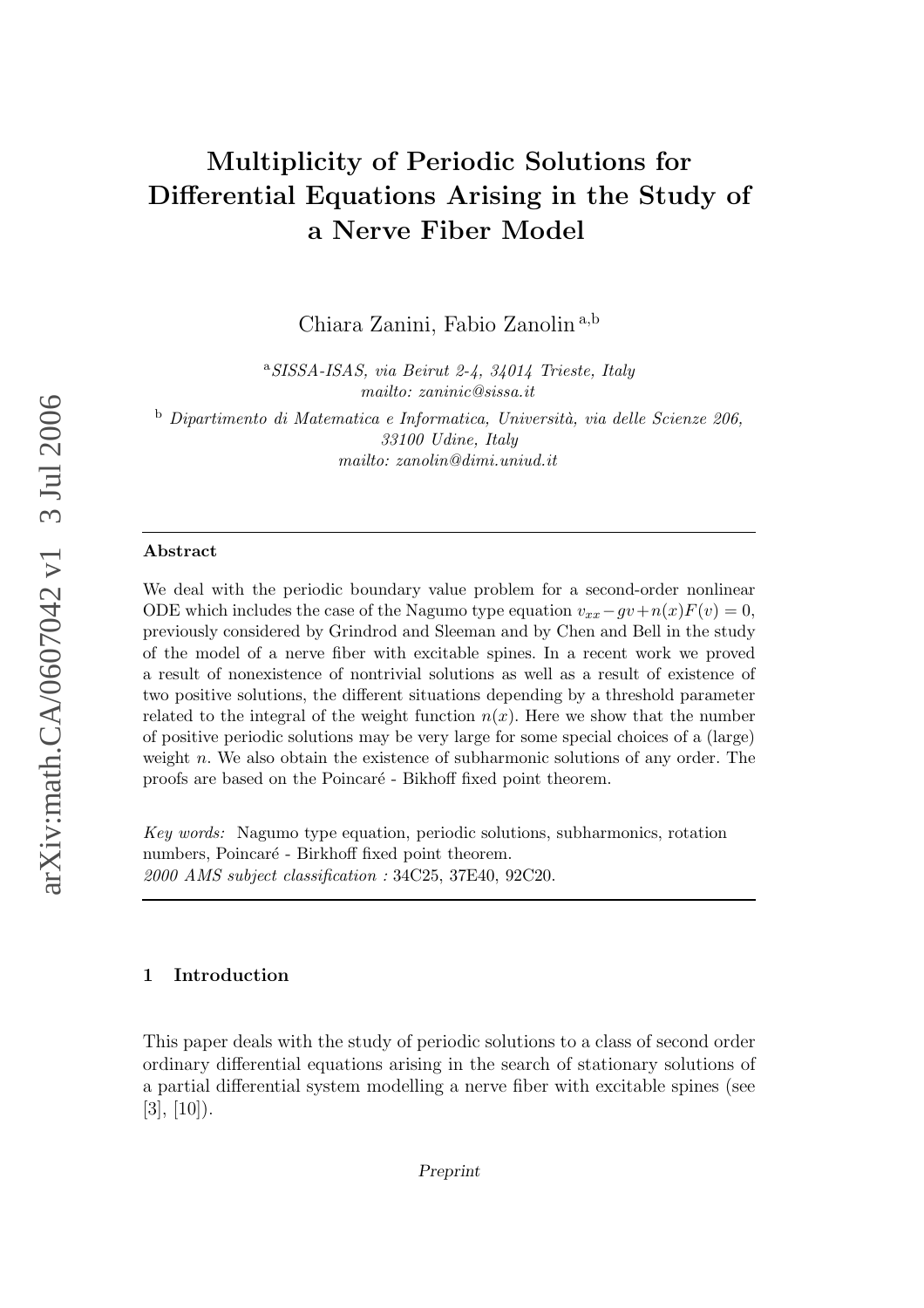# Multiplicity of Periodic Solutions for Differential Equations Arising in the Study of a Nerve Fiber Model

Chiara Zanini, Fabio Zanolin [a,b]

[a] *SISSA-ISAS, via Beirut 2-4, 34014 Trieste, Italy*
*mailto: zaninic@sissa.it*

[b] *Dipartimento di Matematica e Informatica, Università, via delle Scienze 206, 33100 Udine, Italy*
*mailto: zanolin@dimi.uniud.it*

---

**Abstract**

We deal with the periodic boundary value problem for a second-order nonlinear ODE which includes the case of the Nagumo type equation $v_{xx} - gv + n(x)F(v) = 0$, previously considered by Grindrod and Sleeman and by Chen and Bell in the study of the model of a nerve fiber with excitable spines. In a recent work we proved a result of nonexistence of nontrivial solutions as well as a result of existence of two positive solutions, the different situations depending by a threshold parameter related to the integral of the weight function $n(x)$. Here we show that the number of positive periodic solutions may be very large for some special choices of a (large) weight $n$. We also obtain the existence of subharmonic solutions of any order. The proofs are based on the Poincaré - Bikhoff fixed point theorem.

*Key words:* Nagumo type equation, periodic solutions, subharmonics, rotation numbers, Poincaré - Birkhoff fixed point theorem.
*2000 AMS subject classification :* 34C25, 37E40, 92C20.

---

## 1 Introduction

This paper deals with the study of periodic solutions to a class of second order ordinary differential equations arising in the search of stationary solutions of a partial differential system modelling a nerve fiber with excitable spines (see [3], [10]).

*Preprint*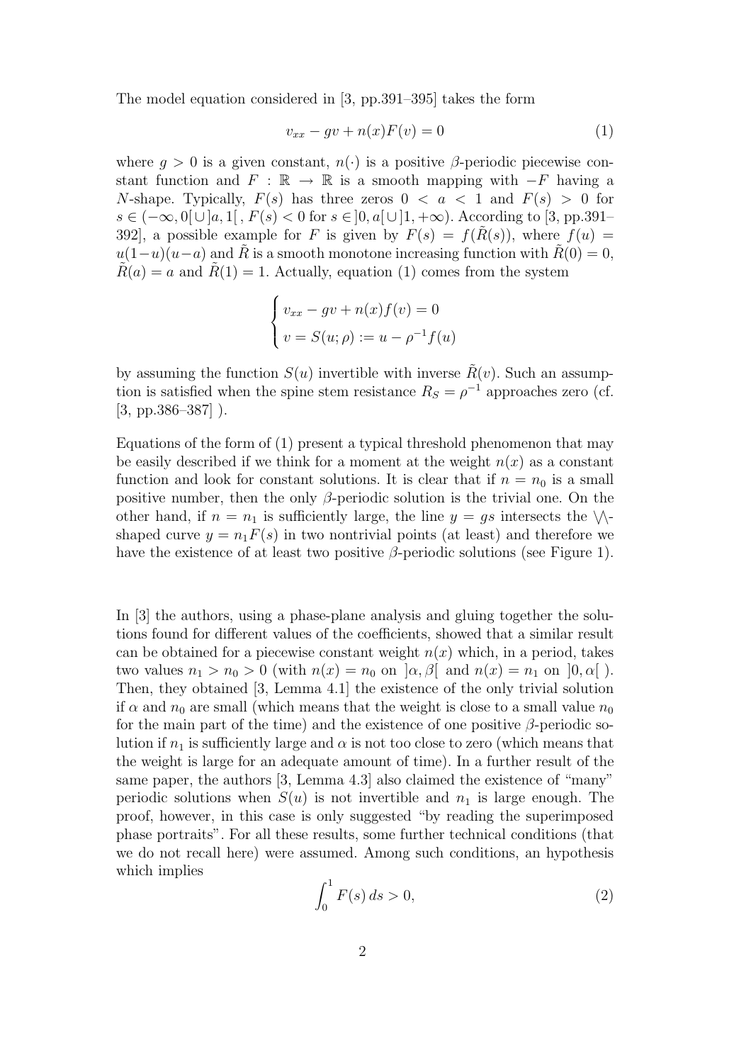The model equation considered in [3, pp.391–395] takes the form

$$v_{xx} - gv + n(x)F(v) = 0 \tag{1}$$

where $g > 0$ is a given constant, $n(\cdot)$ is a positive $\beta$-periodic piecewise constant function and $F : \mathbb{R} \to \mathbb{R}$ is a smooth mapping with $-F$ having a $N$-shape. Typically, $F(s)$ has three zeros $0 < a < 1$ and $F(s) > 0$ for $s \in (-\infty, 0[\cup]a, 1[$, $F(s) < 0$ for $s \in ]0, a[\cup]1, +\infty)$. According to [3, pp.391–392], a possible example for $F$ is given by $F(s) = f(\tilde{R}(s))$, where $f(u) = u(1-u)(u-a)$ and $\tilde{R}$ is a smooth monotone increasing function with $\tilde{R}(0) = 0$, $\tilde{R}(a) = a$ and $\tilde{R}(1) = 1$. Actually, equation (1) comes from the system

$$\begin{cases} v_{xx} - gv + n(x)f(v) = 0 \\ v = S(u;\rho) := u - \rho^{-1}f(u) \end{cases}$$

by assuming the function $S(u)$ invertible with inverse $\tilde{R}(v)$. Such an assumption is satisfied when the spine stem resistance $R_S = \rho^{-1}$ approaches zero (cf. [3, pp.386–387] ).

Equations of the form of (1) present a typical threshold phenomenon that may be easily described if we think for a moment at the weight $n(x)$ as a constant function and look for constant solutions. It is clear that if $n = n_0$ is a small positive number, then the only $\beta$-periodic solution is the trivial one. On the other hand, if $n = n_1$ is sufficiently large, the line $y = gs$ intersects the $\setminus\!/\!\setminus$-shaped curve $y = n_1 F(s)$ in two nontrivial points (at least) and therefore we have the existence of at least two positive $\beta$-periodic solutions (see Figure 1).

In [3] the authors, using a phase-plane analysis and gluing together the solutions found for different values of the coefficients, showed that a similar result can be obtained for a piecewise constant weight $n(x)$ which, in a period, takes two values $n_1 > n_0 > 0$ (with $n(x) = n_0$ on $]\alpha, \beta[$ and $n(x) = n_1$ on $]0, \alpha[$ ). Then, they obtained [3, Lemma 4.1] the existence of the only trivial solution if $\alpha$ and $n_0$ are small (which means that the weight is close to a small value $n_0$ for the main part of the time) and the existence of one positive $\beta$-periodic solution if $n_1$ is sufficiently large and $\alpha$ is not too close to zero (which means that the weight is large for an adequate amount of time). In a further result of the same paper, the authors [3, Lemma 4.3] also claimed the existence of "many" periodic solutions when $S(u)$ is not invertible and $n_1$ is large enough. The proof, however, in this case is only suggested "by reading the superimposed phase portraits". For all these results, some further technical conditions (that we do not recall here) were assumed. Among such conditions, an hypothesis which implies

$$\int_0^1 F(s)\, ds > 0, \tag{2}$$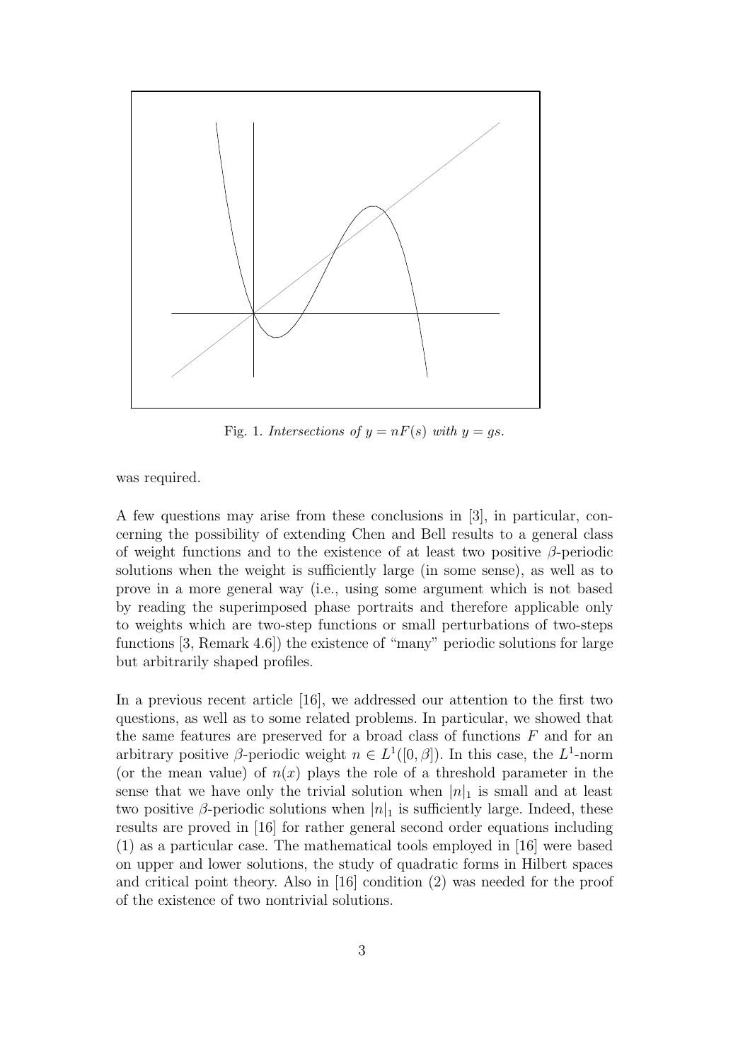Fig. 1. *Intersections of $y = nF(s)$ with $y = gs$.*

was required.

A few questions may arise from these conclusions in [3], in particular, concerning the possibility of extending Chen and Bell results to a general class of weight functions and to the existence of at least two positive $\beta$-periodic solutions when the weight is sufficiently large (in some sense), as well as to prove in a more general way (i.e., using some argument which is not based by reading the superimposed phase portraits and therefore applicable only to weights which are two-step functions or small perturbations of two-steps functions [3, Remark 4.6]) the existence of "many" periodic solutions for large but arbitrarily shaped profiles.

In a previous recent article [16], we addressed our attention to the first two questions, as well as to some related problems. In particular, we showed that the same features are preserved for a broad class of functions $F$ and for an arbitrary positive $\beta$-periodic weight $n \in L^1([0, \beta])$. In this case, the $L^1$-norm (or the mean value) of $n(x)$ plays the role of a threshold parameter in the sense that we have only the trivial solution when $|n|_1$ is small and at least two positive $\beta$-periodic solutions when $|n|_1$ is sufficiently large. Indeed, these results are proved in [16] for rather general second order equations including (1) as a particular case. The mathematical tools employed in [16] were based on upper and lower solutions, the study of quadratic forms in Hilbert spaces and critical point theory. Also in [16] condition (2) was needed for the proof of the existence of two nontrivial solutions.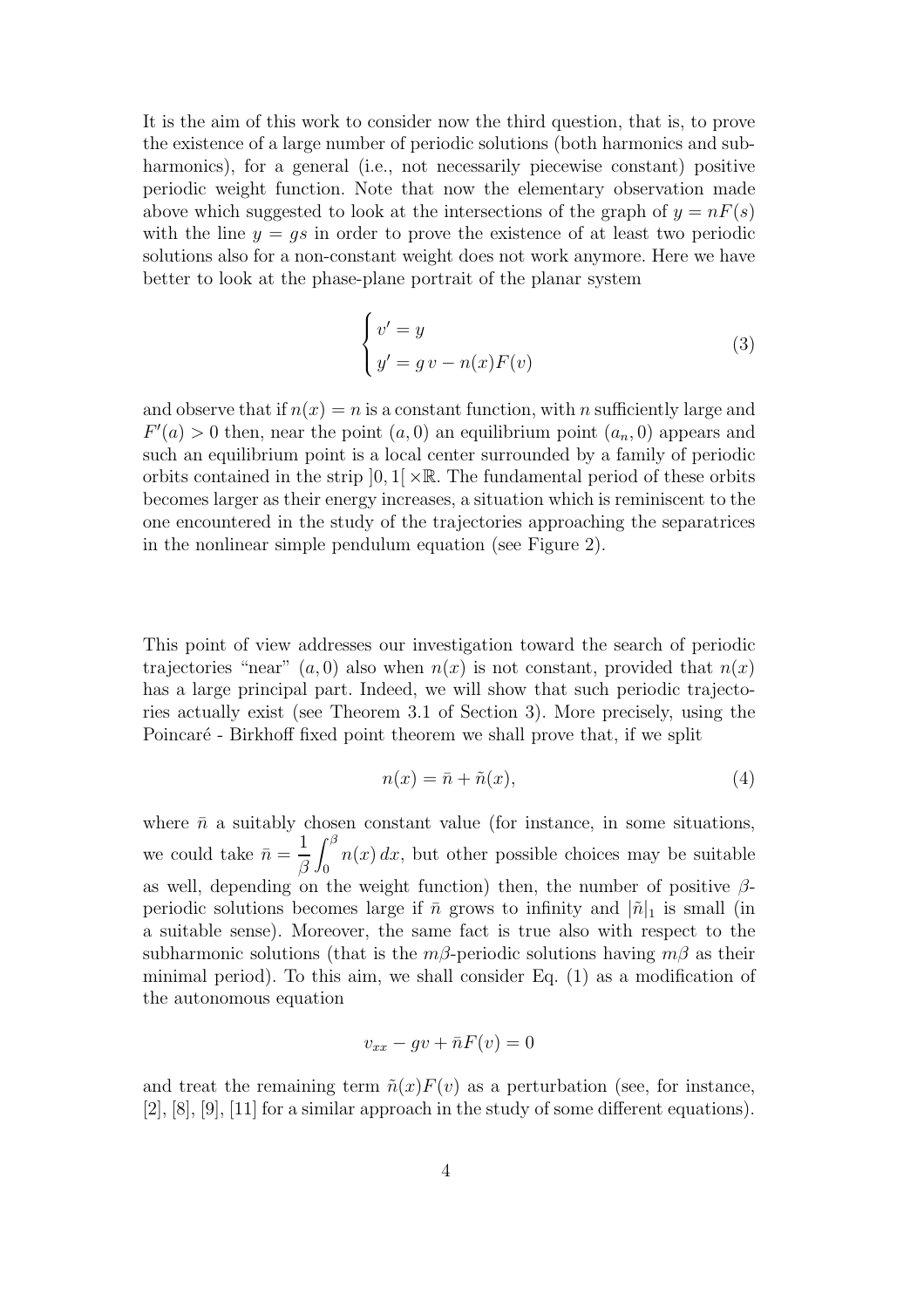It is the aim of this work to consider now the third question, that is, to prove the existence of a large number of periodic solutions (both harmonics and subharmonics), for a general (i.e., not necessarily piecewise constant) positive periodic weight function. Note that now the elementary observation made above which suggested to look at the intersections of the graph of $y = nF(s)$ with the line $y = gs$ in order to prove the existence of at least two periodic solutions also for a non-constant weight does not work anymore. Here we have better to look at the phase-plane portrait of the planar system

$$
\begin{cases} v' = y \\ y' = g\, v - n(x)F(v) \end{cases} \tag{3}
$$

and observe that if $n(x) = n$ is a constant function, with $n$ sufficiently large and $F'(a) > 0$ then, near the point $(a, 0)$ an equilibrium point $(a_n, 0)$ appears and such an equilibrium point is a local center surrounded by a family of periodic orbits contained in the strip $]0, 1[\, \times \mathbb{R}$. The fundamental period of these orbits becomes larger as their energy increases, a situation which is reminiscent to the one encountered in the study of the trajectories approaching the separatrices in the nonlinear simple pendulum equation (see Figure 2).

This point of view addresses our investigation toward the search of periodic trajectories "near" $(a, 0)$ also when $n(x)$ is not constant, provided that $n(x)$ has a large principal part. Indeed, we will show that such periodic trajectories actually exist (see Theorem 3.1 of Section 3). More precisely, using the Poincaré - Birkhoff fixed point theorem we shall prove that, if we split

$$
n(x) = \bar{n} + \tilde{n}(x), \tag{4}
$$

where $\bar{n}$ a suitably chosen constant value (for instance, in some situations, we could take $\bar{n} = \dfrac{1}{\beta}\displaystyle\int_0^\beta n(x)\, dx$, but other possible choices may be suitable as well, depending on the weight function) then, the number of positive $\beta$-periodic solutions becomes large if $\bar{n}$ grows to infinity and $|\tilde{n}|_1$ is small (in a suitable sense). Moreover, the same fact is true also with respect to the subharmonic solutions (that is the $m\beta$-periodic solutions having $m\beta$ as their minimal period). To this aim, we shall consider Eq. (1) as a modification of the autonomous equation

$$
v_{xx} - gv + \bar{n}F(v) = 0
$$

and treat the remaining term $\tilde{n}(x)F(v)$ as a perturbation (see, for instance, [2], [8], [9], [11] for a similar approach in the study of some different equations).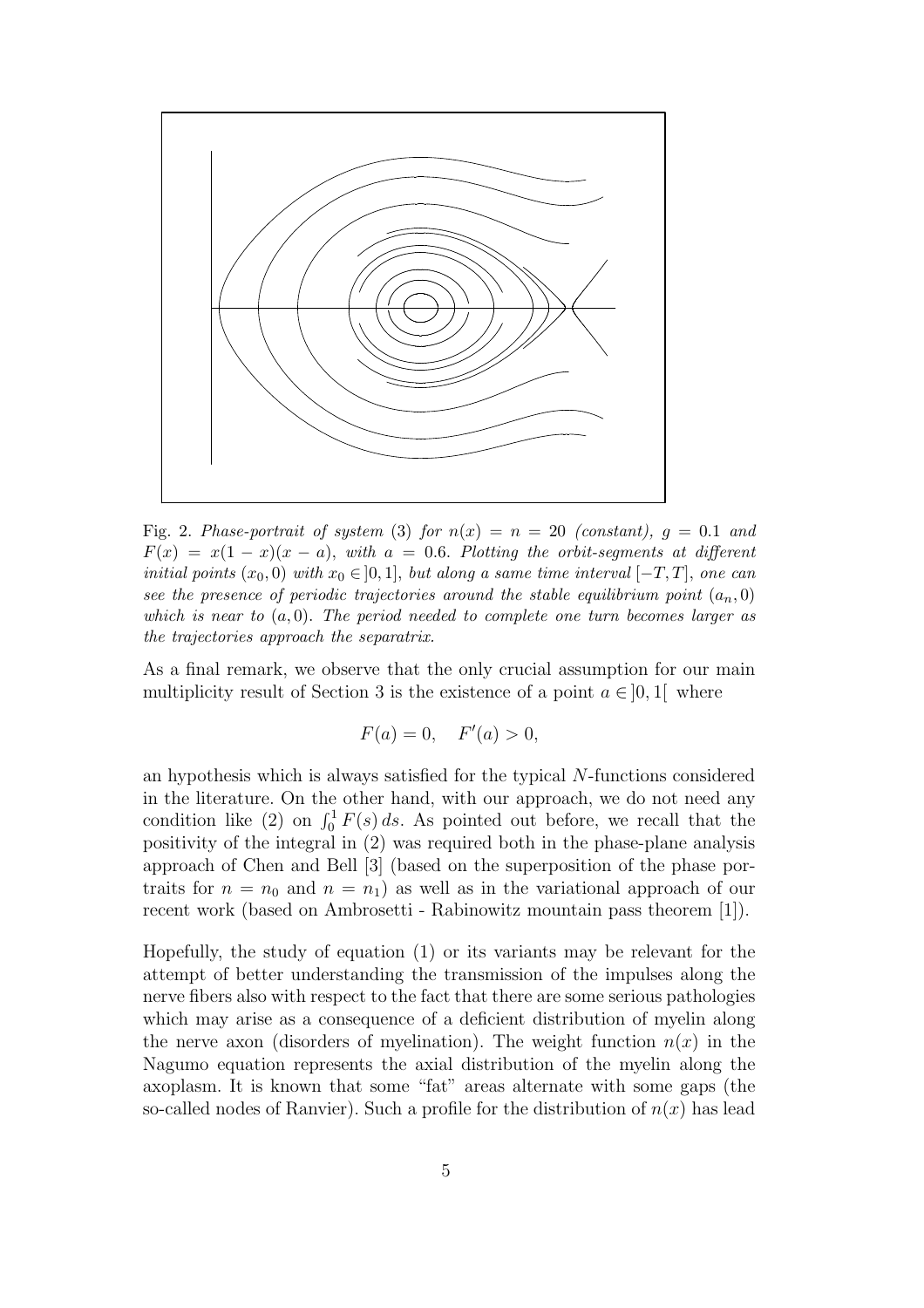Fig. 2. *Phase-portrait of system* (3) *for* $n(x) = n = 20$ *(constant),* $g = 0.1$ *and* $F(x) = x(1-x)(x-a)$*, with* $a = 0.6$*. Plotting the orbit-segments at different initial points* $(x_0, 0)$ *with* $x_0 \in ]0, 1]$*, but along a same time interval* $[-T, T]$*, one can see the presence of periodic trajectories around the stable equilibrium point* $(a_n, 0)$ *which is near to* $(a, 0)$*. The period needed to complete one turn becomes larger as the trajectories approach the separatrix.*

As a final remark, we observe that the only crucial assumption for our main multiplicity result of Section 3 is the existence of a point $a \in ]0, 1[$ where

$$F(a) = 0, \quad F'(a) > 0,$$

an hypothesis which is always satisfied for the typical $N$-functions considered in the literature. On the other hand, with our approach, we do not need any condition like (2) on $\int_0^1 F(s)\,ds$. As pointed out before, we recall that the positivity of the integral in (2) was required both in the phase-plane analysis approach of Chen and Bell [3] (based on the superposition of the phase portraits for $n = n_0$ and $n = n_1$) as well as in the variational approach of our recent work (based on Ambrosetti - Rabinowitz mountain pass theorem [1]).

Hopefully, the study of equation (1) or its variants may be relevant for the attempt of better understanding the transmission of the impulses along the nerve fibers also with respect to the fact that there are some serious pathologies which may arise as a consequence of a deficient distribution of myelin along the nerve axon (disorders of myelination). The weight function $n(x)$ in the Nagumo equation represents the axial distribution of the myelin along the axoplasm. It is known that some "fat" areas alternate with some gaps (the so-called nodes of Ranvier). Such a profile for the distribution of $n(x)$ has lead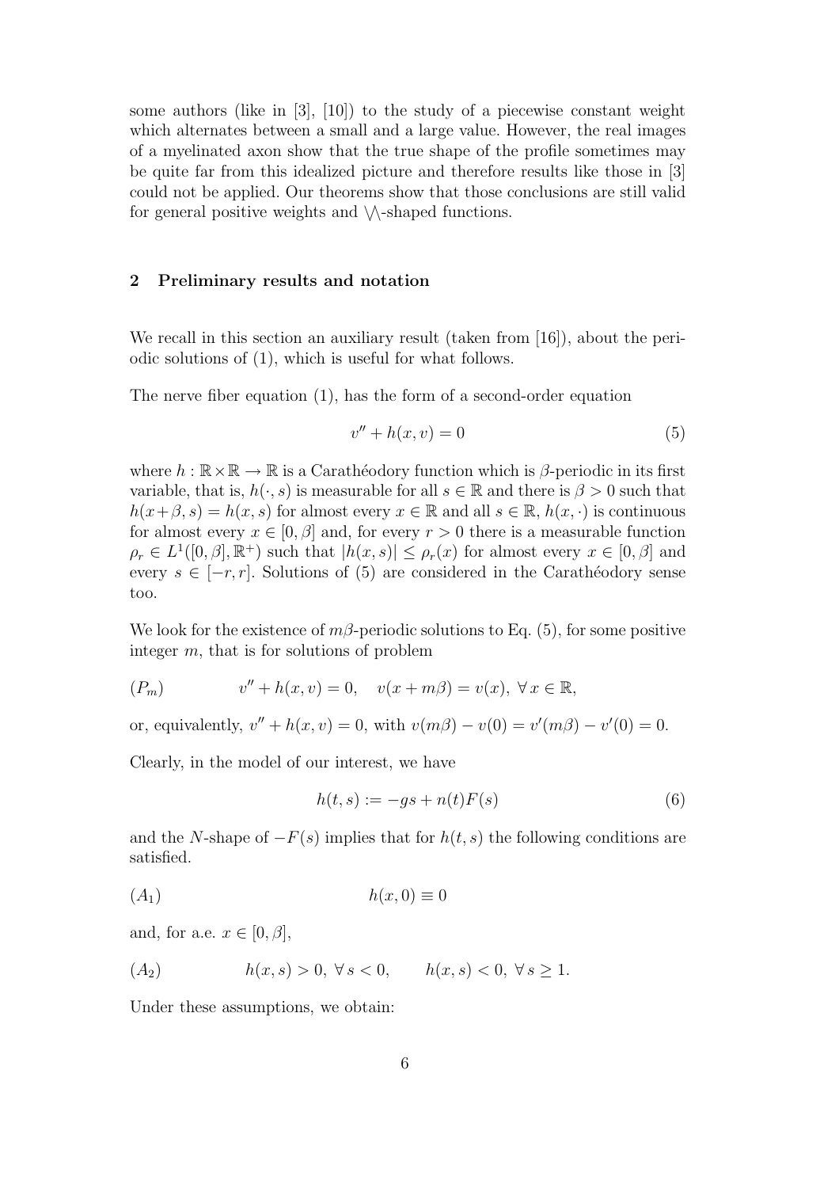some authors (like in [3], [10]) to the study of a piecewise constant weight which alternates between a small and a large value. However, the real images of a myelinated axon show that the true shape of the profile sometimes may be quite far from this idealized picture and therefore results like those in [3] could not be applied. Our theorems show that those conclusions are still valid for general positive weights and \/\-shaped functions.

## 2 Preliminary results and notation

We recall in this section an auxiliary result (taken from [16]), about the periodic solutions of (1), which is useful for what follows.

The nerve fiber equation (1), has the form of a second-order equation

$$v'' + h(x, v) = 0 \tag{5}$$

where $h : \mathbb{R} \times \mathbb{R} \to \mathbb{R}$ is a Carathéodory function which is $\beta$-periodic in its first variable, that is, $h(\cdot, s)$ is measurable for all $s \in \mathbb{R}$ and there is $\beta > 0$ such that $h(x+\beta, s) = h(x, s)$ for almost every $x \in \mathbb{R}$ and all $s \in \mathbb{R}$, $h(x, \cdot)$ is continuous for almost every $x \in [0, \beta]$ and, for every $r > 0$ there is a measurable function $\rho_r \in L^1([0, \beta], \mathbb{R}^+)$ such that $|h(x, s)| \leq \rho_r(x)$ for almost every $x \in [0, \beta]$ and every $s \in [-r, r]$. Solutions of (5) are considered in the Carathéodory sense too.

We look for the existence of $m\beta$-periodic solutions to Eq. (5), for some positive integer $m$, that is for solutions of problem

$$(P_m) \qquad v'' + h(x, v) = 0, \quad v(x + m\beta) = v(x), \ \forall\, x \in \mathbb{R},$$

or, equivalently, $v'' + h(x, v) = 0$, with $v(m\beta) - v(0) = v'(m\beta) - v'(0) = 0$.

Clearly, in the model of our interest, we have

$$h(t, s) := -gs + n(t)F(s) \tag{6}$$

and the $N$-shape of $-F(s)$ implies that for $h(t, s)$ the following conditions are satisfied.

$$(A_1) \qquad h(x, 0) \equiv 0$$

and, for a.e. $x \in [0, \beta]$,

$$(A_2) \qquad h(x, s) > 0, \ \forall\, s < 0, \qquad h(x, s) < 0, \ \forall\, s \geq 1.$$

Under these assumptions, we obtain: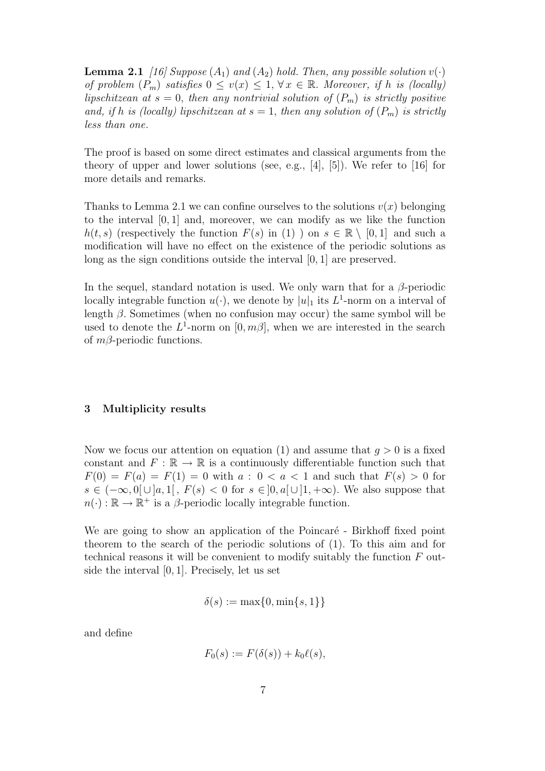**Lemma 2.1** *[16] Suppose $(A_1)$ and $(A_2)$ hold. Then, any possible solution $v(\cdot)$ of problem $(P_m)$ satisfies $0 \leq v(x) \leq 1, \forall\, x \in \mathbb{R}$. Moreover, if $h$ is (locally) lipschitzean at $s = 0$, then any nontrivial solution of $(P_m)$ is strictly positive and, if $h$ is (locally) lipschitzean at $s = 1$, then any solution of $(P_m)$ is strictly less than one.*

The proof is based on some direct estimates and classical arguments from the theory of upper and lower solutions (see, e.g., [4], [5]). We refer to [16] for more details and remarks.

Thanks to Lemma 2.1 we can confine ourselves to the solutions $v(x)$ belonging to the interval $[0, 1]$ and, moreover, we can modify as we like the function $h(t, s)$ (respectively the function $F(s)$ in (1) ) on $s \in \mathbb{R} \setminus [0, 1]$ and such a modification will have no effect on the existence of the periodic solutions as long as the sign conditions outside the interval $[0, 1]$ are preserved.

In the sequel, standard notation is used. We only warn that for a $\beta$-periodic locally integrable function $u(\cdot)$, we denote by $|u|_1$ its $L^1$-norm on a interval of length $\beta$. Sometimes (when no confusion may occur) the same symbol will be used to denote the $L^1$-norm on $[0, m\beta]$, when we are interested in the search of $m\beta$-periodic functions.

## 3 Multiplicity results

Now we focus our attention on equation (1) and assume that $g > 0$ is a fixed constant and $F : \mathbb{R} \to \mathbb{R}$ is a continuously differentiable function such that $F(0) = F(a) = F(1) = 0$ with $a : 0 < a < 1$ and such that $F(s) > 0$ for $s \in (-\infty, 0[\cup]a, 1[$, $F(s) < 0$ for $s \in ]0, a[\cup]1, +\infty)$. We also suppose that $n(\cdot) : \mathbb{R} \to \mathbb{R}^+$ is a $\beta$-periodic locally integrable function.

We are going to show an application of the Poincaré - Birkhoff fixed point theorem to the search of the periodic solutions of (1). To this aim and for technical reasons it will be convenient to modify suitably the function $F$ outside the interval $[0, 1]$. Precisely, let us set

$$\delta(s) := \max\{0, \min\{s, 1\}\}$$

and define

$$F_0(s) := F(\delta(s)) + k_0\ell(s),$$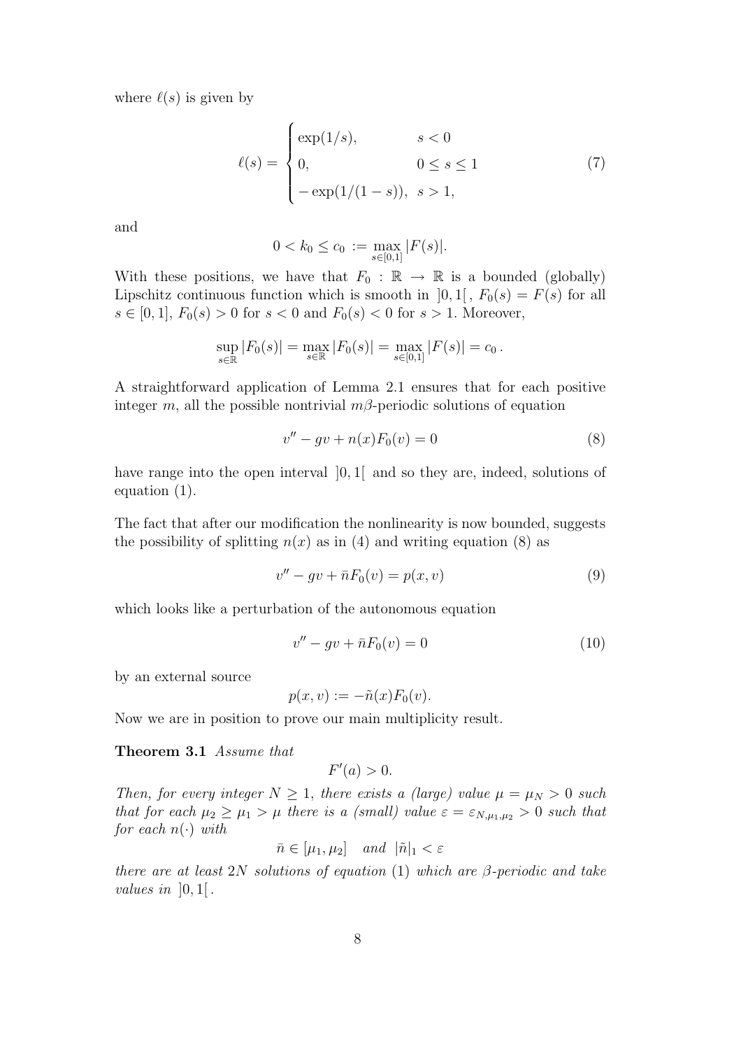where $\ell(s)$ is given by

$$
\ell(s) = \begin{cases} \exp(1/s), & s < 0 \\ 0, & 0 \leq s \leq 1 \\ -\exp(1/(1-s)), & s > 1, \end{cases} \tag{7}
$$

and

$$
0 < k_0 \leq c_0 := \max_{s \in [0,1]} |F(s)|.
$$

With these positions, we have that $F_0 : \mathbb{R} \to \mathbb{R}$ is a bounded (globally) Lipschitz continuous function which is smooth in $]0,1[$, $F_0(s) = F(s)$ for all $s \in [0,1]$, $F_0(s) > 0$ for $s < 0$ and $F_0(s) < 0$ for $s > 1$. Moreover,

$$
\sup_{s \in \mathbb{R}} |F_0(s)| = \max_{s \in \mathbb{R}} |F_0(s)| = \max_{s \in [0,1]} |F(s)| = c_0 \,.
$$

A straightforward application of Lemma 2.1 ensures that for each positive integer $m$, all the possible nontrivial $m\beta$-periodic solutions of equation

$$
v'' - gv + n(x)F_0(v) = 0 \tag{8}
$$

have range into the open interval $]0,1[$ and so they are, indeed, solutions of equation (1).

The fact that after our modification the nonlinearity is now bounded, suggests the possibility of splitting $n(x)$ as in (4) and writing equation (8) as

$$
v'' - gv + \bar{n}F_0(v) = p(x,v) \tag{9}
$$

which looks like a perturbation of the autonomous equation

$$
v'' - gv + \bar{n}F_0(v) = 0 \tag{10}
$$

by an external source

$$
p(x,v) := -\tilde{n}(x)F_0(v).
$$

Now we are in position to prove our main multiplicity result.

**Theorem 3.1** *Assume that*

$$
F'(a) > 0.
$$

*Then, for every integer $N \geq 1$, there exists a (large) value $\mu = \mu_N > 0$ such that for each $\mu_2 \geq \mu_1 > \mu$ there is a (small) value $\varepsilon = \varepsilon_{N,\mu_1,\mu_2} > 0$ such that for each $n(\cdot)$ with*

$$
\bar{n} \in [\mu_1, \mu_2] \quad \textit{and} \quad |\tilde{n}|_1 < \varepsilon
$$

*there are at least $2N$ solutions of equation (1) which are $\beta$-periodic and take values in $]0,1[$.*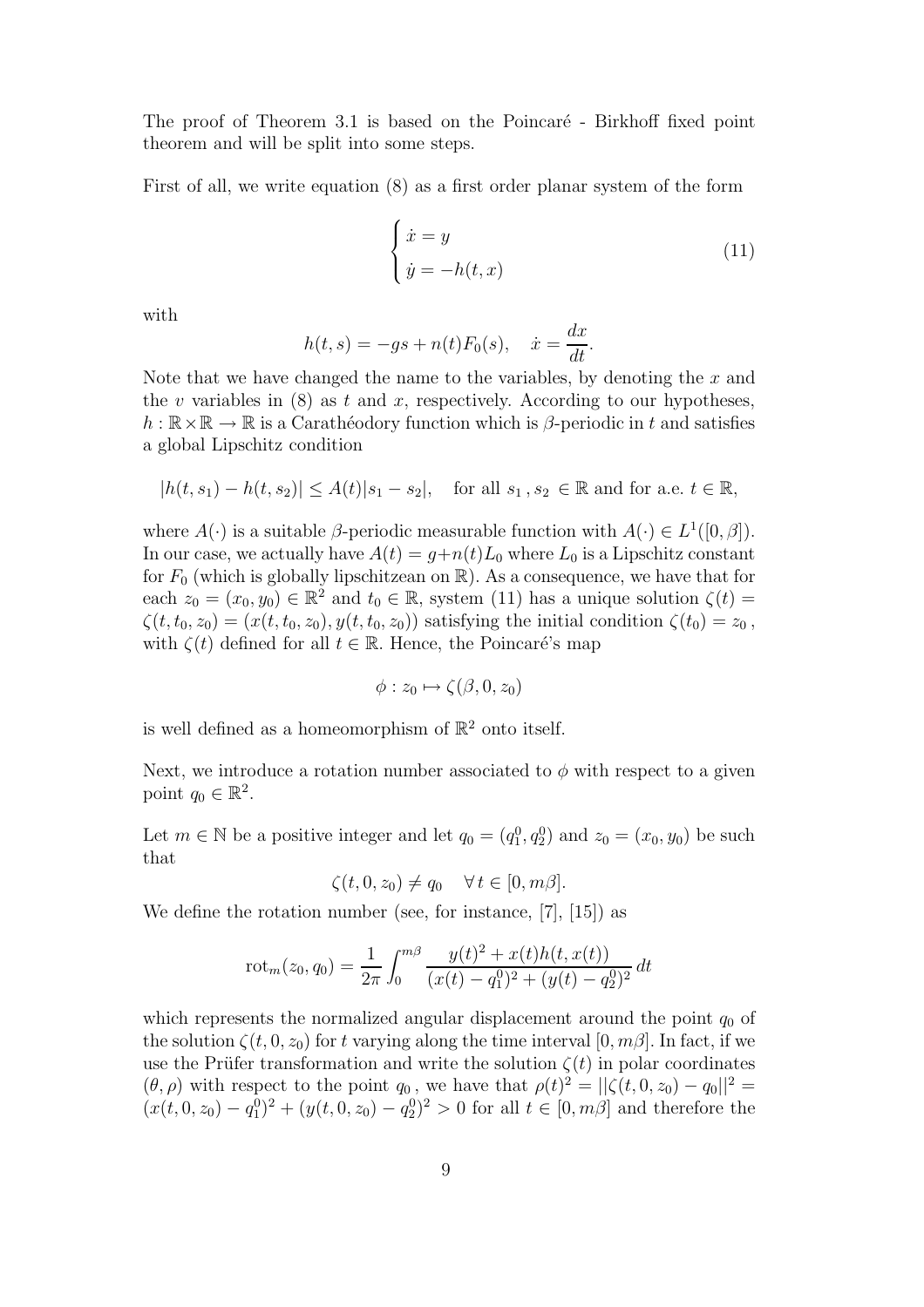The proof of Theorem 3.1 is based on the Poincaré - Birkhoff fixed point theorem and will be split into some steps.

First of all, we write equation (8) as a first order planar system of the form

$$
\begin{cases} \dot{x} = y \\ \dot{y} = -h(t,x) \end{cases} \tag{11}
$$

with

$$
h(t,s) = -gs + n(t)F_0(s), \quad \dot{x} = \frac{dx}{dt}.
$$

Note that we have changed the name to the variables, by denoting the $x$ and the $v$ variables in (8) as $t$ and $x$, respectively. According to our hypotheses, $h : \mathbb{R}\times\mathbb{R} \to \mathbb{R}$ is a Carathéodory function which is $\beta$-periodic in $t$ and satisfies a global Lipschitz condition

$$
|h(t,s_1) - h(t,s_2)| \leq A(t)|s_1 - s_2|, \quad \text{for all } s_1\,, s_2 \in \mathbb{R} \text{ and for a.e. } t \in \mathbb{R},
$$

where $A(\cdot)$ is a suitable $\beta$-periodic measurable function with $A(\cdot) \in L^1([0,\beta])$. In our case, we actually have $A(t) = g + n(t)L_0$ where $L_0$ is a Lipschitz constant for $F_0$ (which is globally lipschitzean on $\mathbb{R}$). As a consequence, we have that for each $z_0 = (x_0, y_0) \in \mathbb{R}^2$ and $t_0 \in \mathbb{R}$, system (11) has a unique solution $\zeta(t) = \zeta(t, t_0, z_0) = (x(t, t_0, z_0), y(t, t_0, z_0))$ satisfying the initial condition $\zeta(t_0) = z_0$, with $\zeta(t)$ defined for all $t \in \mathbb{R}$. Hence, the Poincaré's map

$$
\phi : z_0 \mapsto \zeta(\beta, 0, z_0)
$$

is well defined as a homeomorphism of $\mathbb{R}^2$ onto itself.

Next, we introduce a rotation number associated to $\phi$ with respect to a given point $q_0 \in \mathbb{R}^2$.

Let $m \in \mathbb{N}$ be a positive integer and let $q_0 = (q_1^0, q_2^0)$ and $z_0 = (x_0, y_0)$ be such that

$$
\zeta(t, 0, z_0) \neq q_0 \quad \forall\, t \in [0, m\beta].
$$

We define the rotation number (see, for instance, [7], [15]) as

$$
\mathrm{rot}_m(z_0, q_0) = \frac{1}{2\pi}\int_0^{m\beta} \frac{y(t)^2 + x(t)h(t, x(t))}{(x(t) - q_1^0)^2 + (y(t) - q_2^0)^2}\, dt
$$

which represents the normalized angular displacement around the point $q_0$ of the solution $\zeta(t, 0, z_0)$ for $t$ varying along the time interval $[0, m\beta]$. In fact, if we use the Prüfer transformation and write the solution $\zeta(t)$ in polar coordinates $(\theta, \rho)$ with respect to the point $q_0$, we have that $\rho(t)^2 = ||\zeta(t, 0, z_0) - q_0||^2 = (x(t, 0, z_0) - q_1^0)^2 + (y(t, 0, z_0) - q_2^0)^2 > 0$ for all $t \in [0, m\beta]$ and therefore the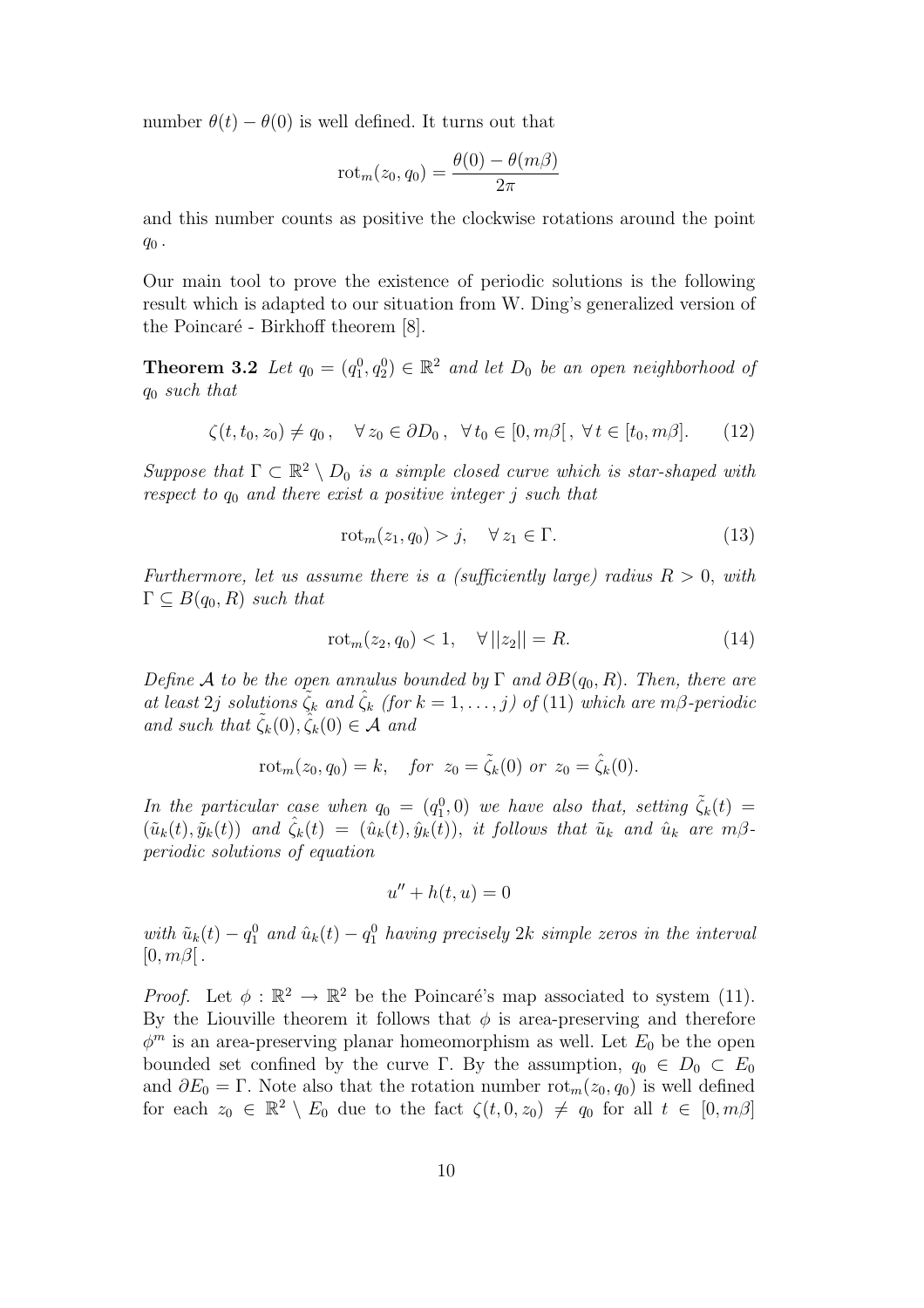number $\theta(t) - \theta(0)$ is well defined. It turns out that

$$\mathrm{rot}_m(z_0, q_0) = \frac{\theta(0) - \theta(m\beta)}{2\pi}$$

and this number counts as positive the clockwise rotations around the point $q_0$ .

Our main tool to prove the existence of periodic solutions is the following result which is adapted to our situation from W. Ding's generalized version of the Poincaré - Birkhoff theorem [8].

**Theorem 3.2** *Let $q_0 = (q_1^0, q_2^0) \in \mathbb{R}^2$ and let $D_0$ be an open neighborhood of $q_0$ such that*

$$\zeta(t, t_0, z_0) \neq q_0 \,, \quad \forall\, z_0 \in \partial D_0 \,, \ \ \forall\, t_0 \in [0, m\beta[\,, \ \forall\, t \in [t_0, m\beta]. \tag{12}$$

*Suppose that $\Gamma \subset \mathbb{R}^2 \setminus D_0$ is a simple closed curve which is star-shaped with respect to $q_0$ and there exist a positive integer $j$ such that*

$$\mathrm{rot}_m(z_1, q_0) > j, \quad \forall\, z_1 \in \Gamma. \tag{13}$$

*Furthermore, let us assume there is a (sufficiently large) radius $R > 0$, with $\Gamma \subseteq B(q_0, R)$ such that*

$$\mathrm{rot}_m(z_2, q_0) < 1, \quad \forall\, ||z_2|| = R. \tag{14}$$

*Define $\mathcal{A}$ to be the open annulus bounded by $\Gamma$ and $\partial B(q_0, R)$. Then, there are at least $2j$ solutions $\tilde{\zeta}_k$ and $\hat{\zeta}_k$ (for $k = 1, \ldots, j$) of* (11) *which are $m\beta$-periodic and such that $\tilde{\zeta}_k(0), \hat{\zeta}_k(0) \in \mathcal{A}$ and*

$$\mathrm{rot}_m(z_0, q_0) = k, \quad \textit{for } \ z_0 = \tilde{\zeta}_k(0) \ \textit{or} \ z_0 = \hat{\zeta}_k(0).$$

*In the particular case when $q_0 = (q_1^0, 0)$ we have also that, setting $\tilde{\zeta}_k(t) = (\tilde{u}_k(t), \tilde{y}_k(t))$ and $\hat{\zeta}_k(t) = (\hat{u}_k(t), \hat{y}_k(t))$, it follows that $\tilde{u}_k$ and $\hat{u}_k$ are $m\beta$-periodic solutions of equation*

$$u'' + h(t, u) = 0$$

*with $\tilde{u}_k(t) - q_1^0$ and $\hat{u}_k(t) - q_1^0$ having precisely $2k$ simple zeros in the interval $[0, m\beta[$ .*

*Proof.* Let $\phi : \mathbb{R}^2 \to \mathbb{R}^2$ be the Poincaré's map associated to system (11). By the Liouville theorem it follows that $\phi$ is area-preserving and therefore $\phi^m$ is an area-preserving planar homeomorphism as well. Let $E_0$ be the open bounded set confined by the curve $\Gamma$. By the assumption, $q_0 \in D_0 \subset E_0$ and $\partial E_0 = \Gamma$. Note also that the rotation number $\mathrm{rot}_m(z_0, q_0)$ is well defined for each $z_0 \in \mathbb{R}^2 \setminus E_0$ due to the fact $\zeta(t, 0, z_0) \neq q_0$ for all $t \in [0, m\beta]$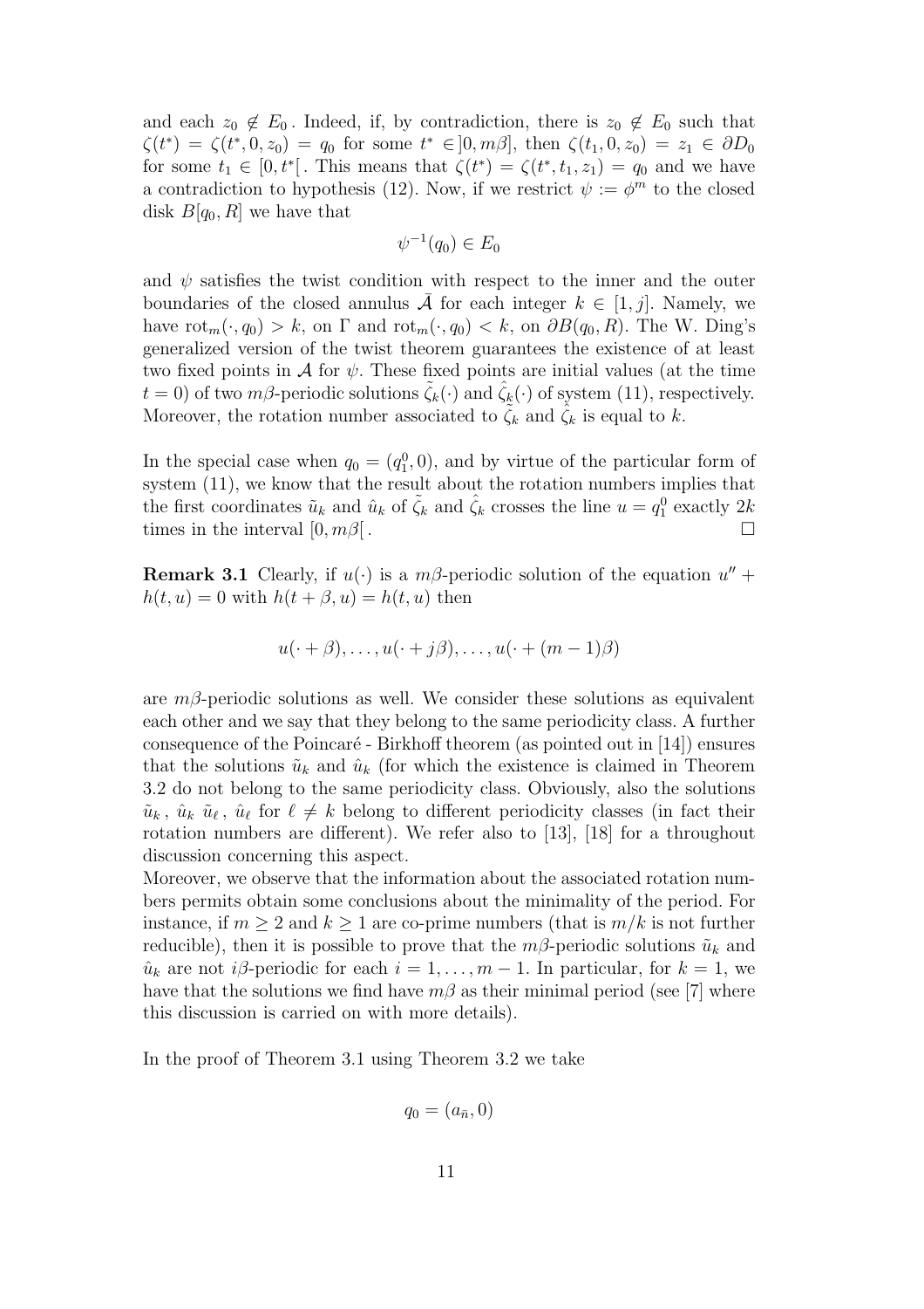and each $z_0 \notin E_0$. Indeed, if, by contradiction, there is $z_0 \notin E_0$ such that $\zeta(t^*) = \zeta(t^*, 0, z_0) = q_0$ for some $t^* \in ]0, m\beta]$, then $\zeta(t_1, 0, z_0) = z_1 \in \partial D_0$ for some $t_1 \in [0, t^*[$. This means that $\zeta(t^*) = \zeta(t^*, t_1, z_1) = q_0$ and we have a contradiction to hypothesis (12). Now, if we restrict $\psi := \phi^m$ to the closed disk $B[q_0, R]$ we have that

$$\psi^{-1}(q_0) \in E_0$$

and $\psi$ satisfies the twist condition with respect to the inner and the outer boundaries of the closed annulus $\bar{\mathcal{A}}$ for each integer $k \in [1, j]$. Namely, we have $\mathrm{rot}_m(\cdot, q_0) > k$, on $\Gamma$ and $\mathrm{rot}_m(\cdot, q_0) < k$, on $\partial B(q_0, R)$. The W. Ding's generalized version of the twist theorem guarantees the existence of at least two fixed points in $\mathcal{A}$ for $\psi$. These fixed points are initial values (at the time $t = 0$) of two $m\beta$-periodic solutions $\tilde{\zeta}_k(\cdot)$ and $\hat{\zeta}_k(\cdot)$ of system (11), respectively. Moreover, the rotation number associated to $\tilde{\zeta}_k$ and $\hat{\zeta}_k$ is equal to $k$.

In the special case when $q_0 = (q_1^0, 0)$, and by virtue of the particular form of system (11), we know that the result about the rotation numbers implies that the first coordinates $\tilde{u}_k$ and $\hat{u}_k$ of $\tilde{\zeta}_k$ and $\hat{\zeta}_k$ crosses the line $u = q_1^0$ exactly $2k$ times in the interval $[0, m\beta[$. □

**Remark 3.1** Clearly, if $u(\cdot)$ is a $m\beta$-periodic solution of the equation $u'' + h(t, u) = 0$ with $h(t + \beta, u) = h(t, u)$ then

$$u(\cdot + \beta), \ldots, u(\cdot + j\beta), \ldots, u(\cdot + (m-1)\beta)$$

are $m\beta$-periodic solutions as well. We consider these solutions as equivalent each other and we say that they belong to the same periodicity class. A further consequence of the Poincaré - Birkhoff theorem (as pointed out in [14]) ensures that the solutions $\tilde{u}_k$ and $\hat{u}_k$ (for which the existence is claimed in Theorem 3.2 do not belong to the same periodicity class. Obviously, also the solutions $\tilde{u}_k$, $\hat{u}_k$ $\tilde{u}_\ell$, $\hat{u}_\ell$ for $\ell \neq k$ belong to different periodicity classes (in fact their rotation numbers are different). We refer also to [13], [18] for a throughout discussion concerning this aspect.
Moreover, we observe that the information about the associated rotation numbers permits obtain some conclusions about the minimality of the period. For instance, if $m \geq 2$ and $k \geq 1$ are co-prime numbers (that is $m/k$ is not further reducible), then it is possible to prove that the $m\beta$-periodic solutions $\tilde{u}_k$ and $\hat{u}_k$ are not $i\beta$-periodic for each $i = 1, \ldots, m-1$. In particular, for $k = 1$, we have that the solutions we find have $m\beta$ as their minimal period (see [7] where this discussion is carried on with more details).

In the proof of Theorem 3.1 using Theorem 3.2 we take

$$q_0 = (a_{\bar{n}}, 0)$$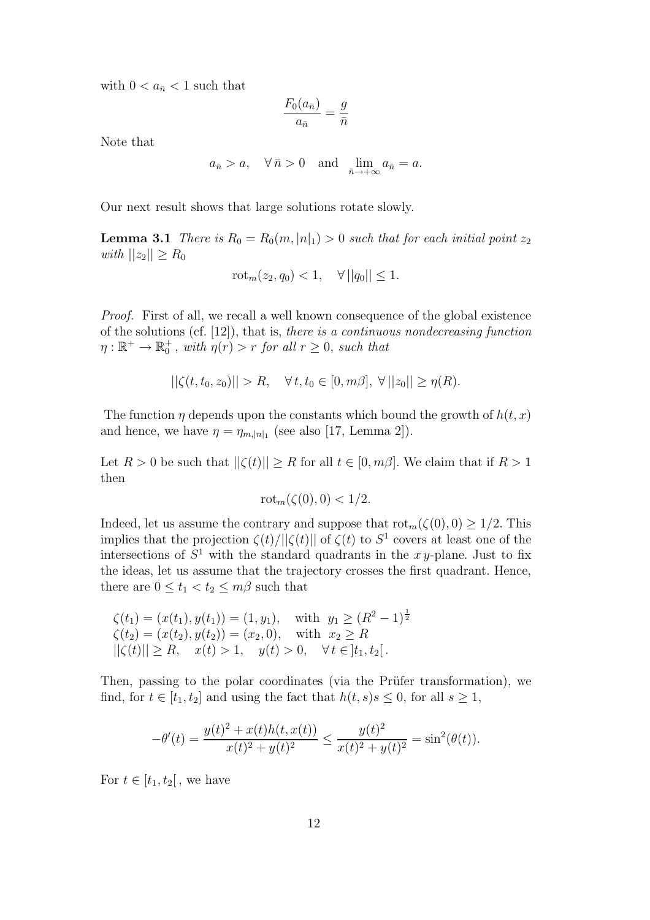with $0 < a_{\bar{n}} < 1$ such that

$$\frac{F_0(a_{\bar{n}})}{a_{\bar{n}}} = \frac{g}{\bar{n}}$$

Note that

$$a_{\bar{n}} > a, \quad \forall\, \bar{n} > 0 \quad \text{and} \quad \lim_{\bar{n} \to +\infty} a_{\bar{n}} = a.$$

Our next result shows that large solutions rotate slowly.

**Lemma 3.1** *There is $R_0 = R_0(m, |n|_1) > 0$ such that for each initial point $z_2$ with $||z_2|| \geq R_0$*

$$\mathrm{rot}_m(z_2, q_0) < 1, \quad \forall\, ||q_0|| \leq 1.$$

*Proof.* First of all, we recall a well known consequence of the global existence of the solutions (cf. [12]), that is, *there is a continuous nondecreasing function $\eta : \mathbb{R}^+ \to \mathbb{R}_0^+$, with $\eta(r) > r$ for all $r \geq 0$, such that*

$$||\zeta(t, t_0, z_0)|| > R, \quad \forall\, t, t_0 \in [0, m\beta],\ \forall\, ||z_0|| \geq \eta(R).$$

The function $\eta$ depends upon the constants which bound the growth of $h(t,x)$ and hence, we have $\eta = \eta_{m,|n|_1}$ (see also [17, Lemma 2]).

Let $R > 0$ be such that $||\zeta(t)|| \geq R$ for all $t \in [0, m\beta]$. We claim that if $R > 1$ then

$$\mathrm{rot}_m(\zeta(0), 0) < 1/2.$$

Indeed, let us assume the contrary and suppose that $\mathrm{rot}_m(\zeta(0), 0) \geq 1/2$. This implies that the projection $\zeta(t)/||\zeta(t)||$ of $\zeta(t)$ to $S^1$ covers at least one of the intersections of $S^1$ with the standard quadrants in the $x\,y$-plane. Just to fix the ideas, let us assume that the trajectory crosses the first quadrant. Hence, there are $0 \leq t_1 < t_2 \leq m\beta$ such that

$$\begin{array}{l}
\zeta(t_1) = (x(t_1), y(t_1)) = (1, y_1), \quad \text{with } y_1 \geq (R^2 - 1)^{\frac{1}{2}} \\
\zeta(t_2) = (x(t_2), y(t_2)) = (x_2, 0), \quad \text{with } x_2 \geq R \\
||\zeta(t)|| \geq R, \quad x(t) > 1, \quad y(t) > 0, \quad \forall\, t \in ]t_1, t_2[\,.
\end{array}$$

Then, passing to the polar coordinates (via the Prüfer transformation), we find, for $t \in [t_1, t_2]$ and using the fact that $h(t,s)s \leq 0$, for all $s \geq 1$,

$$-\theta'(t) = \frac{y(t)^2 + x(t)h(t, x(t))}{x(t)^2 + y(t)^2} \leq \frac{y(t)^2}{x(t)^2 + y(t)^2} = \sin^2(\theta(t)).$$

For $t \in [t_1, t_2[\,$, we have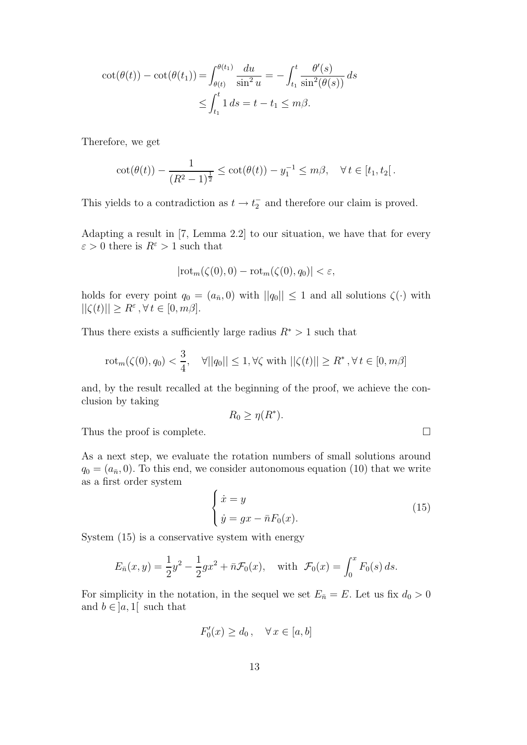$$
\begin{aligned}
\cot(\theta(t)) - \cot(\theta(t_1)) &= \int_{\theta(t)}^{\theta(t_1)} \frac{du}{\sin^2 u} = -\int_{t_1}^{t} \frac{\theta'(s)}{\sin^2(\theta(s))}\, ds \\
&\leq \int_{t_1}^{t} 1\, ds = t - t_1 \leq m\beta.
\end{aligned}
$$

Therefore, we get

$$
\cot(\theta(t)) - \frac{1}{(R^2-1)^{\frac{1}{2}}} \leq \cot(\theta(t)) - y_1^{-1} \leq m\beta, \quad \forall\, t \in [t_1, t_2[\,.
$$

This yields to a contradiction as $t \to t_2^-$ and therefore our claim is proved.

Adapting a result in [7, Lemma 2.2] to our situation, we have that for every $\varepsilon > 0$ there is $R^\varepsilon > 1$ such that

$$
|\mathrm{rot}_m(\zeta(0), 0) - \mathrm{rot}_m(\zeta(0), q_0)| < \varepsilon,
$$

holds for every point $q_0 = (a_{\bar{n}}, 0)$ with $||q_0|| \leq 1$ and all solutions $\zeta(\cdot)$ with $||\zeta(t)|| \geq R^\varepsilon, \forall\, t \in [0, m\beta]$.

Thus there exists a sufficiently large radius $R^* > 1$ such that

$$
\mathrm{rot}_m(\zeta(0), q_0) < \frac{3}{4}, \quad \forall ||q_0|| \leq 1, \forall \zeta \text{ with } ||\zeta(t)|| \geq R^*, \forall\, t \in [0, m\beta]
$$

and, by the result recalled at the beginning of the proof, we achieve the conclusion by taking

$$
R_0 \geq \eta(R^*).
$$

Thus the proof is complete. $\square$

As a next step, we evaluate the rotation numbers of small solutions around $q_0 = (a_{\bar{n}}, 0)$. To this end, we consider autonomous equation (10) that we write as a first order system

$$
\begin{cases}
\dot{x} = y \\
\dot{y} = gx - \bar{n}F_0(x).
\end{cases} \tag{15}
$$

System (15) is a conservative system with energy

$$
E_{\bar{n}}(x, y) = \frac{1}{2}y^2 - \frac{1}{2}gx^2 + \bar{n}\mathcal{F}_0(x), \quad \text{with } \mathcal{F}_0(x) = \int_0^x F_0(s)\, ds.
$$

For simplicity in the notation, in the sequel we set $E_{\bar{n}} = E$. Let us fix $d_0 > 0$ and $b \in ]a, 1[$ such that

$$
F_0'(x) \geq d_0\,, \quad \forall\, x \in [a, b]
$$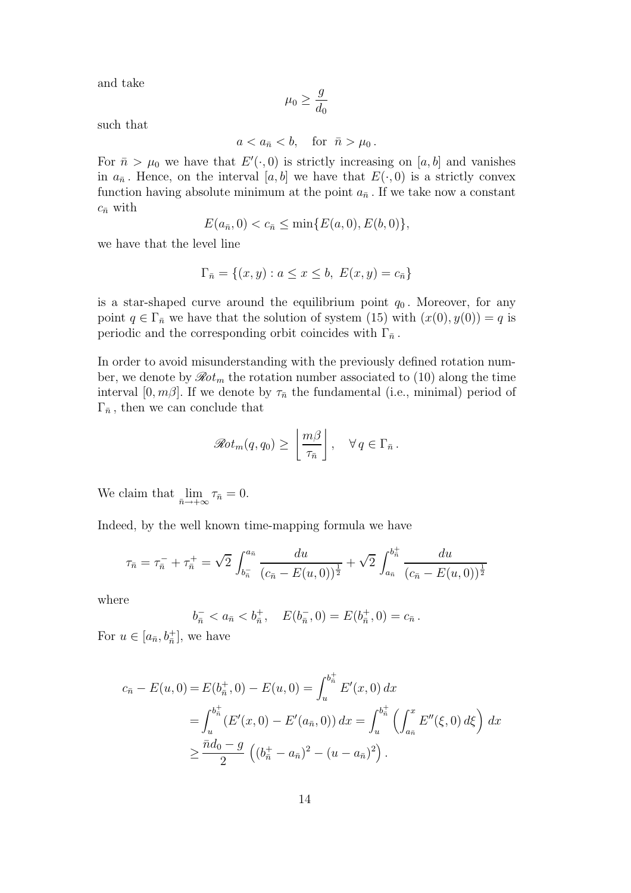and take

$$\mu_0 \geq \frac{g}{d_0}$$

such that

$$a < a_{\bar{n}} < b, \quad \text{for } \bar{n} > \mu_0 \,.$$

For $\bar{n} > \mu_0$ we have that $E'(\cdot, 0)$ is strictly increasing on $[a, b]$ and vanishes in $a_{\bar{n}}$. Hence, on the interval $[a, b]$ we have that $E(\cdot, 0)$ is a strictly convex function having absolute minimum at the point $a_{\bar{n}}$. If we take now a constant $c_{\bar{n}}$ with

$$E(a_{\bar{n}}, 0) < c_{\bar{n}} \leq \min\{E(a, 0), E(b, 0)\},$$

we have that the level line

$$\Gamma_{\bar{n}} = \{(x, y) : a \leq x \leq b,\ E(x, y) = c_{\bar{n}}\}$$

is a star-shaped curve around the equilibrium point $q_0$. Moreover, for any point $q \in \Gamma_{\bar{n}}$ we have that the solution of system (15) with $(x(0), y(0)) = q$ is periodic and the corresponding orbit coincides with $\Gamma_{\bar{n}}$.

In order to avoid misunderstanding with the previously defined rotation number, we denote by $\mathscr{R}ot_m$ the rotation number associated to (10) along the time interval $[0, m\beta]$. If we denote by $\tau_{\bar{n}}$ the fundamental (i.e., minimal) period of $\Gamma_{\bar{n}}$, then we can conclude that

$$\mathscr{R}ot_m(q, q_0) \geq \left\lfloor \frac{m\beta}{\tau_{\bar{n}}} \right\rfloor, \quad \forall\, q \in \Gamma_{\bar{n}} \,.$$

We claim that $\lim_{\bar{n} \to +\infty} \tau_{\bar{n}} = 0$.

Indeed, by the well known time-mapping formula we have

$$\tau_{\bar{n}} = \tau_{\bar{n}}^- + \tau_{\bar{n}}^+ = \sqrt{2} \int_{b_{\bar{n}}^-}^{a_{\bar{n}}} \frac{du}{(c_{\bar{n}} - E(u, 0))^{\frac{1}{2}}} + \sqrt{2} \int_{a_{\bar{n}}}^{b_{\bar{n}}^+} \frac{du}{(c_{\bar{n}} - E(u, 0))^{\frac{1}{2}}}$$

where

$$b_{\bar{n}}^- < a_{\bar{n}} < b_{\bar{n}}^+, \quad E(b_{\bar{n}}^-, 0) = E(b_{\bar{n}}^+, 0) = c_{\bar{n}} \,.$$

For $u \in [a_{\bar{n}}, b_{\bar{n}}^+]$, we have

$$\begin{aligned}
c_{\bar{n}} - E(u, 0) &= E(b_{\bar{n}}^+, 0) - E(u, 0) = \int_u^{b_{\bar{n}}^+} E'(x, 0)\, dx \\
&= \int_u^{b_{\bar{n}}^+} (E'(x, 0) - E'(a_{\bar{n}}, 0))\, dx = \int_u^{b_{\bar{n}}^+} \left( \int_{a_{\bar{n}}}^x E''(\xi, 0)\, d\xi \right) dx \\
&\geq \frac{\bar{n} d_0 - g}{2} \left( (b_{\bar{n}}^+ - a_{\bar{n}})^2 - (u - a_{\bar{n}})^2 \right).
\end{aligned}$$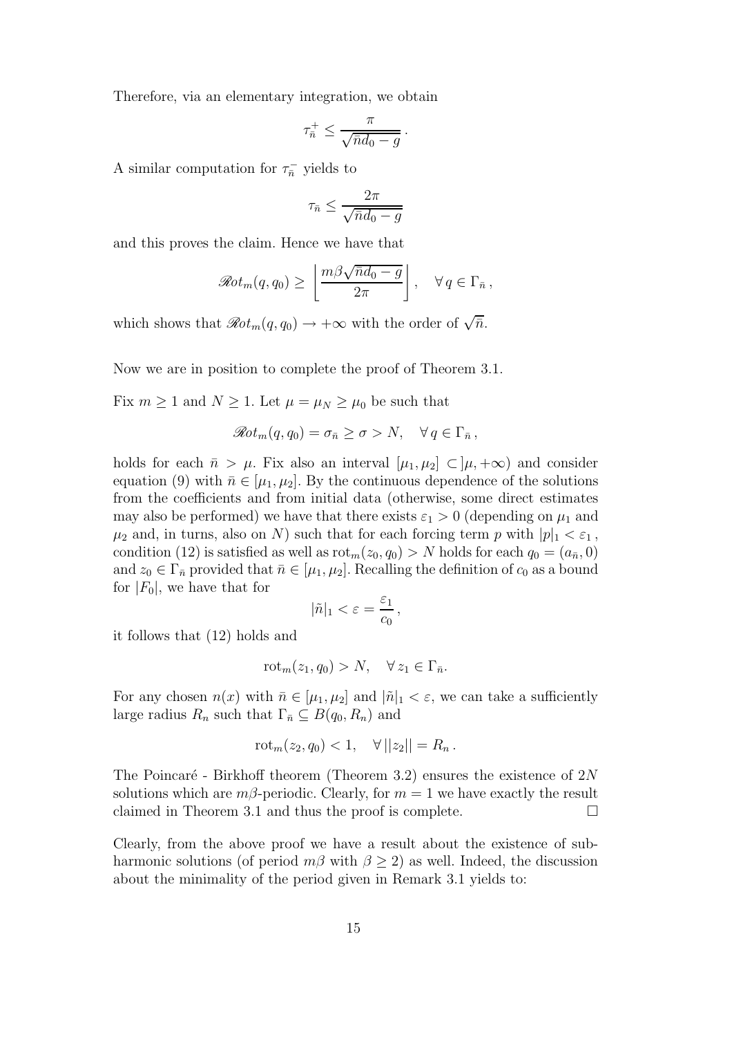Therefore, via an elementary integration, we obtain

$$\tau_{\bar{n}}^{+} \leq \frac{\pi}{\sqrt{\bar{n}d_0 - g}}\,.$$

A similar computation for $\tau_{\bar{n}}^{-}$ yields to

$$\tau_{\bar{n}} \leq \frac{2\pi}{\sqrt{\bar{n}d_0 - g}}$$

and this proves the claim. Hence we have that

$$\mathscr{R}ot_m(q, q_0) \geq \left\lfloor \frac{m\beta\sqrt{\bar{n}d_0 - g}}{2\pi} \right\rfloor, \quad \forall\, q \in \Gamma_{\bar{n}}\,,$$

which shows that $\mathscr{R}ot_m(q, q_0) \to +\infty$ with the order of $\sqrt{\bar{n}}$.

Now we are in position to complete the proof of Theorem 3.1.

Fix $m \geq 1$ and $N \geq 1$. Let $\mu = \mu_N \geq \mu_0$ be such that

$$\mathscr{R}ot_m(q, q_0) = \sigma_{\bar{n}} \geq \sigma > N, \quad \forall\, q \in \Gamma_{\bar{n}}\,,$$

holds for each $\bar{n} > \mu$. Fix also an interval $[\mu_1, \mu_2] \subset ]\mu, +\infty)$ and consider equation (9) with $\bar{n} \in [\mu_1, \mu_2]$. By the continuous dependence of the solutions from the coefficients and from initial data (otherwise, some direct estimates may also be performed) we have that there exists $\varepsilon_1 > 0$ (depending on $\mu_1$ and $\mu_2$ and, in turns, also on $N$) such that for each forcing term $p$ with $|p|_1 < \varepsilon_1$, condition (12) is satisfied as well as $\mathrm{rot}_m(z_0, q_0) > N$ holds for each $q_0 = (a_{\bar{n}}, 0)$ and $z_0 \in \Gamma_{\bar{n}}$ provided that $\bar{n} \in [\mu_1, \mu_2]$. Recalling the definition of $c_0$ as a bound for $|F_0|$, we have that for

$$|\tilde{n}|_1 < \varepsilon = \frac{\varepsilon_1}{c_0}\,,$$

it follows that (12) holds and

$$\mathrm{rot}_m(z_1, q_0) > N, \quad \forall\, z_1 \in \Gamma_{\bar{n}}.$$

For any chosen $n(x)$ with $\bar{n} \in [\mu_1, \mu_2]$ and $|\tilde{n}|_1 < \varepsilon$, we can take a sufficiently large radius $R_n$ such that $\Gamma_{\bar{n}} \subseteq B(q_0, R_n)$ and

$$\mathrm{rot}_m(z_2, q_0) < 1, \quad \forall\, ||z_2|| = R_n\,.$$

The Poincaré - Birkhoff theorem (Theorem 3.2) ensures the existence of $2N$ solutions which are $m\beta$-periodic. Clearly, for $m = 1$ we have exactly the result claimed in Theorem 3.1 and thus the proof is complete. $\square$

Clearly, from the above proof we have a result about the existence of subharmonic solutions (of period $m\beta$ with $\beta \geq 2$) as well. Indeed, the discussion about the minimality of the period given in Remark 3.1 yields to: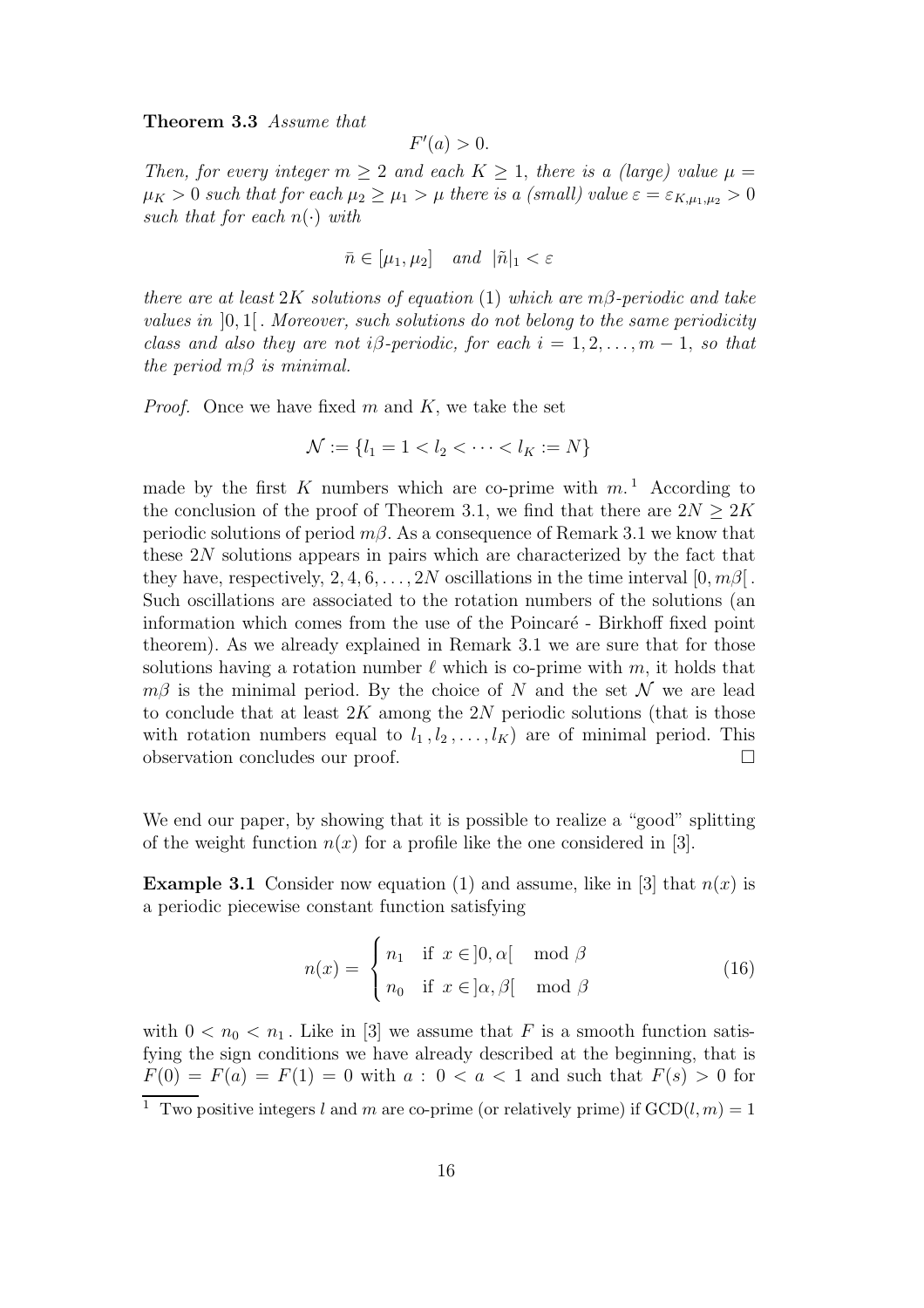**Theorem 3.3** *Assume that*

$$F'(a) > 0.$$

*Then, for every integer $m \geq 2$ and each $K \geq 1$, there is a (large) value $\mu = \mu_K > 0$ such that for each $\mu_2 \geq \mu_1 > \mu$ there is a (small) value $\varepsilon = \varepsilon_{K,\mu_1,\mu_2} > 0$ such that for each $n(\cdot)$ with*

$$\bar{n} \in [\mu_1, \mu_2] \quad \textit{and} \quad |\tilde{n}|_1 < \varepsilon$$

*there are at least $2K$ solutions of equation* (1) *which are $m\beta$-periodic and take values in $]0,1[$. Moreover, such solutions do not belong to the same periodicity class and also they are not $i\beta$-periodic, for each $i = 1, 2, \ldots, m-1$, so that the period $m\beta$ is minimal.*

*Proof.* Once we have fixed $m$ and $K$, we take the set

$$\mathcal{N} := \{l_1 = 1 < l_2 < \cdots < l_K := N\}$$

made by the first $K$ numbers which are co-prime with $m$.[1] According to the conclusion of the proof of Theorem 3.1, we find that there are $2N \geq 2K$ periodic solutions of period $m\beta$. As a consequence of Remark 3.1 we know that these $2N$ solutions appears in pairs which are characterized by the fact that they have, respectively, $2, 4, 6, \ldots, 2N$ oscillations in the time interval $[0, m\beta[$. Such oscillations are associated to the rotation numbers of the solutions (an information which comes from the use of the Poincaré - Birkhoff fixed point theorem). As we already explained in Remark 3.1 we are sure that for those solutions having a rotation number $\ell$ which is co-prime with $m$, it holds that $m\beta$ is the minimal period. By the choice of $N$ and the set $\mathcal{N}$ we are lead to conclude that at least $2K$ among the $2N$ periodic solutions (that is those with rotation numbers equal to $l_1, l_2, \ldots, l_K$) are of minimal period. This observation concludes our proof. □

We end our paper, by showing that it is possible to realize a "good" splitting of the weight function $n(x)$ for a profile like the one considered in [3].

**Example 3.1** Consider now equation (1) and assume, like in [3] that $n(x)$ is a periodic piecewise constant function satisfying

$$n(x) = \begin{cases} n_1 & \text{if } x \in ]0, \alpha[ \mod \beta \\ n_0 & \text{if } x \in ]\alpha, \beta[ \mod \beta \end{cases} \tag{16}$$

with $0 < n_0 < n_1$. Like in [3] we assume that $F$ is a smooth function satisfying the sign conditions we have already described at the beginning, that is $F(0) = F(a) = F(1) = 0$ with $a : 0 < a < 1$ and such that $F(s) > 0$ for

[1] Two positive integers $l$ and $m$ are co-prime (or relatively prime) if $\mathrm{GCD}(l, m) = 1$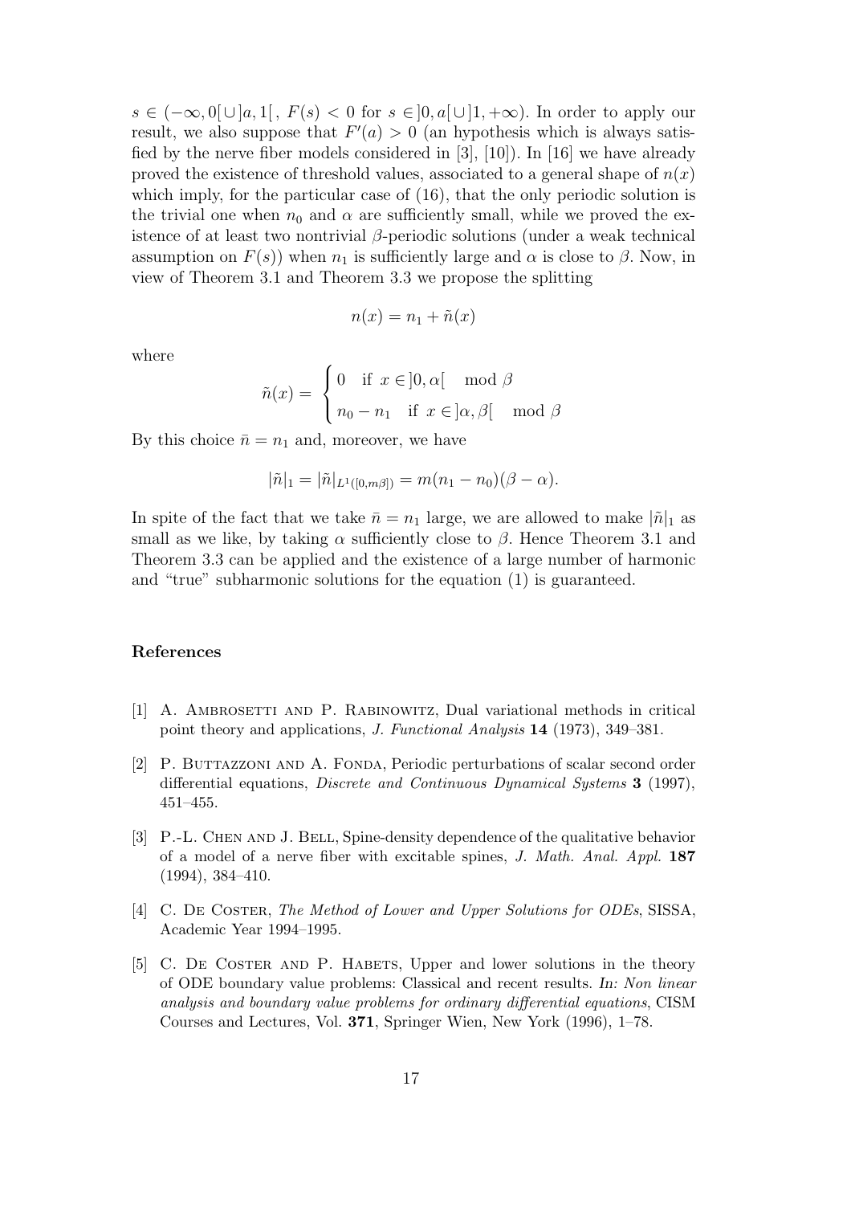$s \in (-\infty, 0[ \cup ]a, 1[$ , $F(s) < 0$ for $s \in ]0, a[ \cup ]1, +\infty)$. In order to apply our result, we also suppose that $F'(a) > 0$ (an hypothesis which is always satisfied by the nerve fiber models considered in [3], [10]). In [16] we have already proved the existence of threshold values, associated to a general shape of $n(x)$ which imply, for the particular case of (16), that the only periodic solution is the trivial one when $n_0$ and $\alpha$ are sufficiently small, while we proved the existence of at least two nontrivial $\beta$-periodic solutions (under a weak technical assumption on $F(s)$) when $n_1$ is sufficiently large and $\alpha$ is close to $\beta$. Now, in view of Theorem 3.1 and Theorem 3.3 we propose the splitting

$$n(x) = n_1 + \tilde{n}(x)$$

where

$$\tilde{n}(x) = \begin{cases} 0 & \text{if } x \in ]0, \alpha[ \mod \beta \\ n_0 - n_1 & \text{if } x \in ]\alpha, \beta[ \mod \beta \end{cases}$$

By this choice $\bar{n} = n_1$ and, moreover, we have

$$|\tilde{n}|_1 = |\tilde{n}|_{L^1([0,m\beta])} = m(n_1 - n_0)(\beta - \alpha).$$

In spite of the fact that we take $\bar{n} = n_1$ large, we are allowed to make $|\tilde{n}|_1$ as small as we like, by taking $\alpha$ sufficiently close to $\beta$. Hence Theorem 3.1 and Theorem 3.3 can be applied and the existence of a large number of harmonic and "true" subharmonic solutions for the equation (1) is guaranteed.

## References

[1] A. Ambrosetti and P. Rabinowitz, Dual variational methods in critical point theory and applications, *J. Functional Analysis* **14** (1973), 349–381.

[2] P. Buttazzoni and A. Fonda, Periodic perturbations of scalar second order differential equations, *Discrete and Continuous Dynamical Systems* **3** (1997), 451–455.

[3] P.-L. Chen and J. Bell, Spine-density dependence of the qualitative behavior of a model of a nerve fiber with excitable spines, *J. Math. Anal. Appl.* **187** (1994), 384–410.

[4] C. De Coster, *The Method of Lower and Upper Solutions for ODEs*, SISSA, Academic Year 1994–1995.

[5] C. De Coster and P. Habets, Upper and lower solutions in the theory of ODE boundary value problems: Classical and recent results. *In: Non linear analysis and boundary value problems for ordinary differential equations*, CISM Courses and Lectures, Vol. **371**, Springer Wien, New York (1996), 1–78.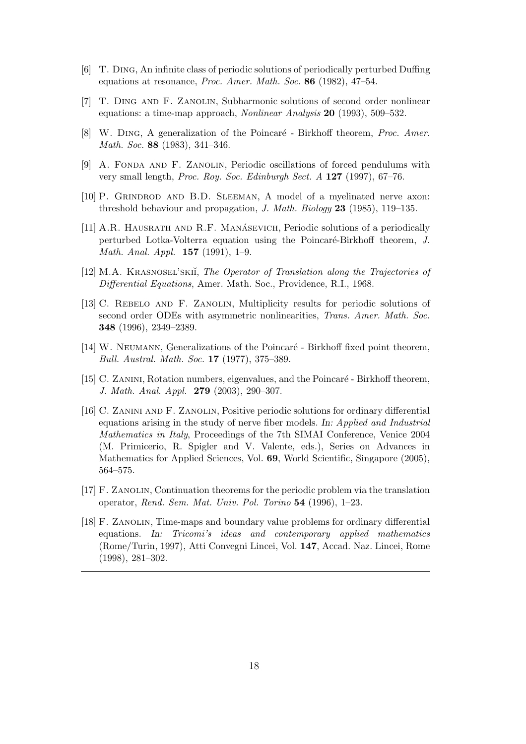[6] T. Ding, An infinite class of periodic solutions of periodically perturbed Duffing equations at resonance, *Proc. Amer. Math. Soc.* **86** (1982), 47–54.

[7] T. Ding and F. Zanolin, Subharmonic solutions of second order nonlinear equations: a time-map approach, *Nonlinear Analysis* **20** (1993), 509–532.

[8] W. Ding, A generalization of the Poincaré - Birkhoff theorem, *Proc. Amer. Math. Soc.* **88** (1983), 341–346.

[9] A. Fonda and F. Zanolin, Periodic oscillations of forced pendulums with very small length, *Proc. Roy. Soc. Edinburgh Sect. A* **127** (1997), 67–76.

[10] P. Grindrod and B.D. Sleeman, A model of a myelinated nerve axon: threshold behaviour and propagation, *J. Math. Biology* **23** (1985), 119–135.

[11] A.R. Hausrath and R.F. Manásevich, Periodic solutions of a periodically perturbed Lotka-Volterra equation using the Poincaré-Birkhoff theorem, *J. Math. Anal. Appl.* **157** (1991), 1–9.

[12] M.A. Krasnosel'skiĭ, *The Operator of Translation along the Trajectories of Differential Equations*, Amer. Math. Soc., Providence, R.I., 1968.

[13] C. Rebelo and F. Zanolin, Multiplicity results for periodic solutions of second order ODEs with asymmetric nonlinearities, *Trans. Amer. Math. Soc.* **348** (1996), 2349–2389.

[14] W. Neumann, Generalizations of the Poincaré - Birkhoff fixed point theorem, *Bull. Austral. Math. Soc.* **17** (1977), 375–389.

[15] C. Zanini, Rotation numbers, eigenvalues, and the Poincaré - Birkhoff theorem, *J. Math. Anal. Appl.* **279** (2003), 290–307.

[16] C. Zanini and F. Zanolin, Positive periodic solutions for ordinary differential equations arising in the study of nerve fiber models. In: *Applied and Industrial Mathematics in Italy*, Proceedings of the 7th SIMAI Conference, Venice 2004 (M. Primicerio, R. Spigler and V. Valente, eds.), Series on Advances in Mathematics for Applied Sciences, Vol. **69**, World Scientific, Singapore (2005), 564–575.

[17] F. Zanolin, Continuation theorems for the periodic problem via the translation operator, *Rend. Sem. Mat. Univ. Pol. Torino* **54** (1996), 1–23.

[18] F. Zanolin, Time-maps and boundary value problems for ordinary differential equations. In: *Tricomi's ideas and contemporary applied mathematics* (Rome/Turin, 1997), Atti Convegni Lincei, Vol. **147**, Accad. Naz. Lincei, Rome (1998), 281–302.